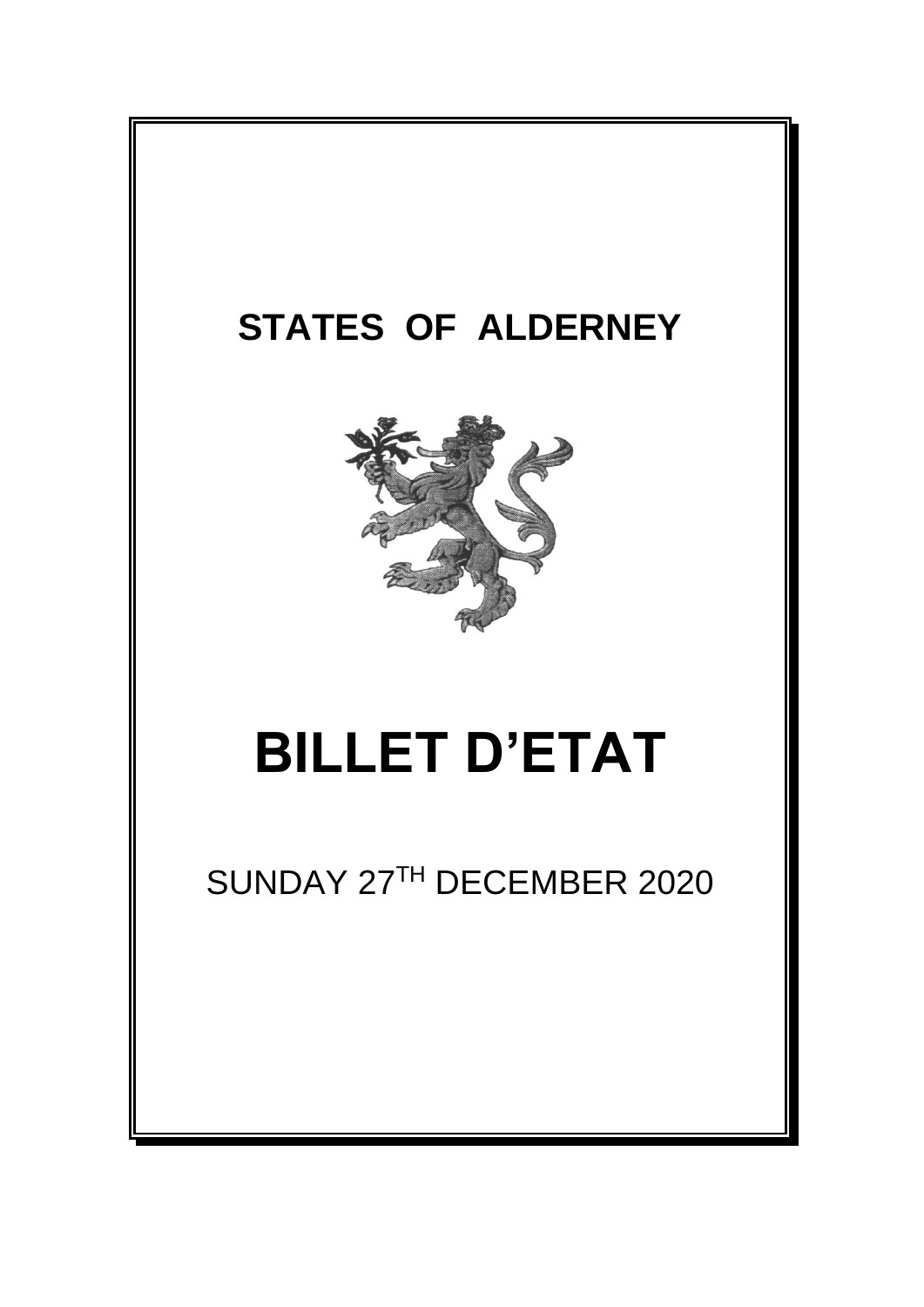# STATES OF ALDERNEY

# BILLET D'ETAT

SUNDAY 27TH DECEMBER 2020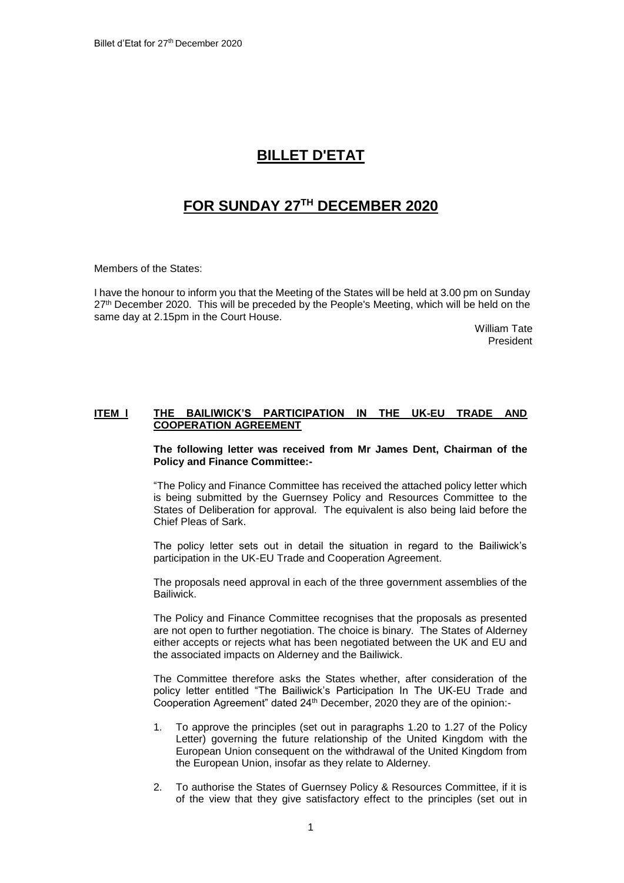# BILLET D'ETAT

# FOR SUNDAY 27TH DECEMBER 2020

Members of the States:

I have the honour to inform you that the Meeting of the States will be held at 3.00 pm on Sunday 27th December 2020. This will be preceded by the People's Meeting, which will be held on the same day at 2.15pm in the Court House.

William Tate
President

## ITEM I THE BAILIWICK'S PARTICIPATION IN THE UK-EU TRADE AND COOPERATION AGREEMENT

**The following letter was received from Mr James Dent, Chairman of the Policy and Finance Committee:-**

"The Policy and Finance Committee has received the attached policy letter which is being submitted by the Guernsey Policy and Resources Committee to the States of Deliberation for approval. The equivalent is also being laid before the Chief Pleas of Sark.

The policy letter sets out in detail the situation in regard to the Bailiwick's participation in the UK-EU Trade and Cooperation Agreement.

The proposals need approval in each of the three government assemblies of the Bailiwick.

The Policy and Finance Committee recognises that the proposals as presented are not open to further negotiation. The choice is binary. The States of Alderney either accepts or rejects what has been negotiated between the UK and EU and the associated impacts on Alderney and the Bailiwick.

The Committee therefore asks the States whether, after consideration of the policy letter entitled "The Bailiwick's Participation In The UK-EU Trade and Cooperation Agreement" dated 24th December, 2020 they are of the opinion:-

1. To approve the principles (set out in paragraphs 1.20 to 1.27 of the Policy Letter) governing the future relationship of the United Kingdom with the European Union consequent on the withdrawal of the United Kingdom from the European Union, insofar as they relate to Alderney.

2. To authorise the States of Guernsey Policy & Resources Committee, if it is of the view that they give satisfactory effect to the principles (set out in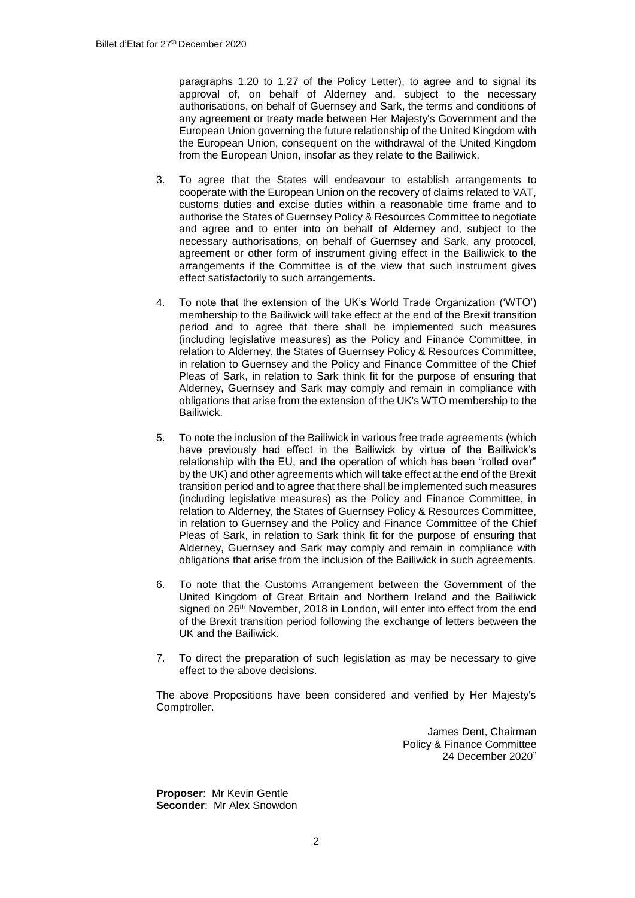paragraphs 1.20 to 1.27 of the Policy Letter), to agree and to signal its approval of, on behalf of Alderney and, subject to the necessary authorisations, on behalf of Guernsey and Sark, the terms and conditions of any agreement or treaty made between Her Majesty's Government and the European Union governing the future relationship of the United Kingdom with the European Union, consequent on the withdrawal of the United Kingdom from the European Union, insofar as they relate to the Bailiwick.

3. To agree that the States will endeavour to establish arrangements to cooperate with the European Union on the recovery of claims related to VAT, customs duties and excise duties within a reasonable time frame and to authorise the States of Guernsey Policy & Resources Committee to negotiate and agree and to enter into on behalf of Alderney and, subject to the necessary authorisations, on behalf of Guernsey and Sark, any protocol, agreement or other form of instrument giving effect in the Bailiwick to the arrangements if the Committee is of the view that such instrument gives effect satisfactorily to such arrangements.

4. To note that the extension of the UK's World Trade Organization ('WTO') membership to the Bailiwick will take effect at the end of the Brexit transition period and to agree that there shall be implemented such measures (including legislative measures) as the Policy and Finance Committee, in relation to Alderney, the States of Guernsey Policy & Resources Committee, in relation to Guernsey and the Policy and Finance Committee of the Chief Pleas of Sark, in relation to Sark think fit for the purpose of ensuring that Alderney, Guernsey and Sark may comply and remain in compliance with obligations that arise from the extension of the UK's WTO membership to the Bailiwick.

5. To note the inclusion of the Bailiwick in various free trade agreements (which have previously had effect in the Bailiwick by virtue of the Bailiwick's relationship with the EU, and the operation of which has been "rolled over" by the UK) and other agreements which will take effect at the end of the Brexit transition period and to agree that there shall be implemented such measures (including legislative measures) as the Policy and Finance Committee, in relation to Alderney, the States of Guernsey Policy & Resources Committee, in relation to Guernsey and the Policy and Finance Committee of the Chief Pleas of Sark, in relation to Sark think fit for the purpose of ensuring that Alderney, Guernsey and Sark may comply and remain in compliance with obligations that arise from the inclusion of the Bailiwick in such agreements.

6. To note that the Customs Arrangement between the Government of the United Kingdom of Great Britain and Northern Ireland and the Bailiwick signed on 26th November, 2018 in London, will enter into effect from the end of the Brexit transition period following the exchange of letters between the UK and the Bailiwick.

7. To direct the preparation of such legislation as may be necessary to give effect to the above decisions.

The above Propositions have been considered and verified by Her Majesty's Comptroller.

James Dent, Chairman
Policy & Finance Committee
24 December 2020"

**Proposer**: Mr Kevin Gentle
**Seconder**: Mr Alex Snowdon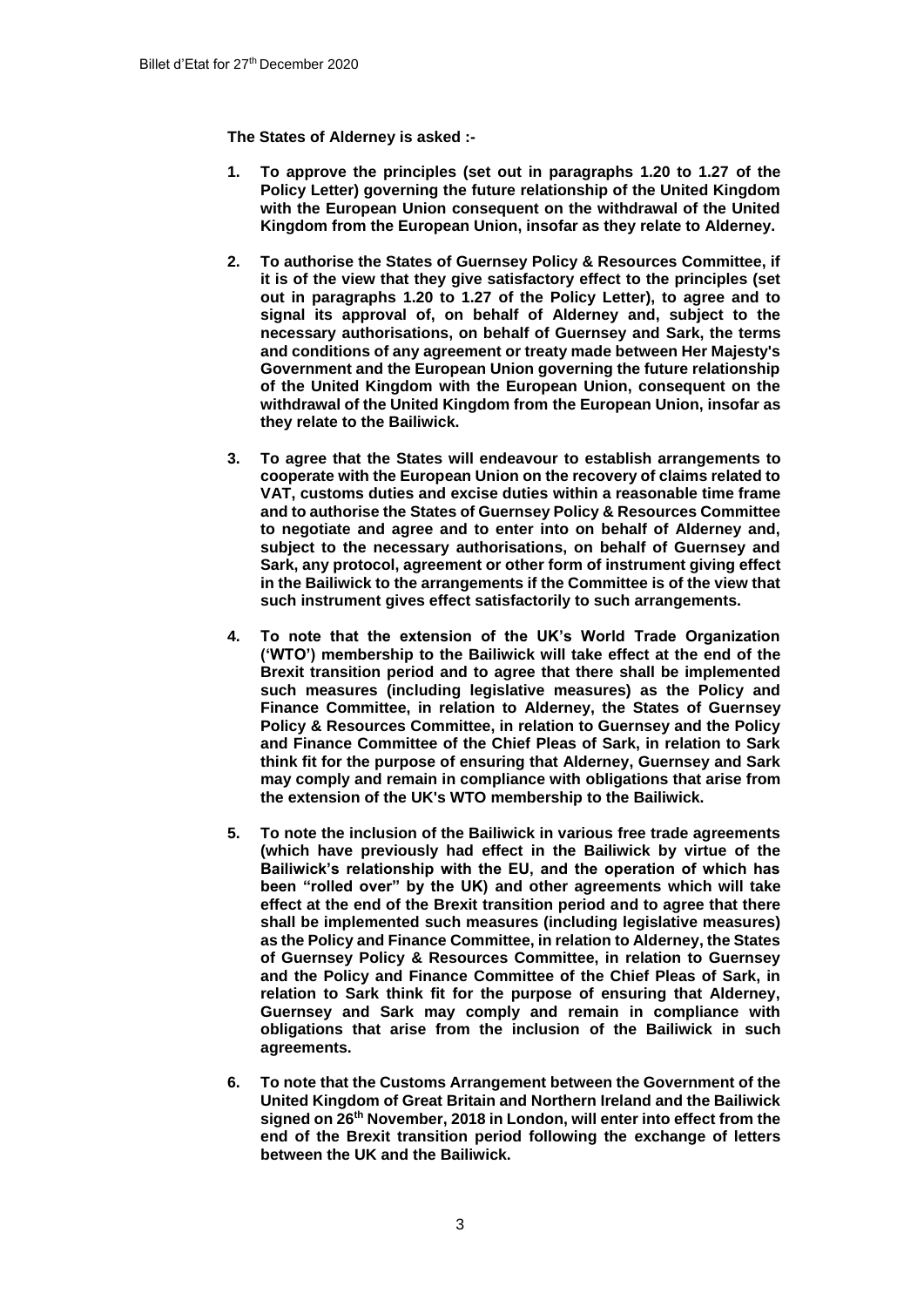**The States of Alderney is asked :-**

1. **To approve the principles (set out in paragraphs 1.20 to 1.27 of the Policy Letter) governing the future relationship of the United Kingdom with the European Union consequent on the withdrawal of the United Kingdom from the European Union, insofar as they relate to Alderney.**

2. **To authorise the States of Guernsey Policy & Resources Committee, if it is of the view that they give satisfactory effect to the principles (set out in paragraphs 1.20 to 1.27 of the Policy Letter), to agree and to signal its approval of, on behalf of Alderney and, subject to the necessary authorisations, on behalf of Guernsey and Sark, the terms and conditions of any agreement or treaty made between Her Majesty's Government and the European Union governing the future relationship of the United Kingdom with the European Union, consequent on the withdrawal of the United Kingdom from the European Union, insofar as they relate to the Bailiwick.**

3. **To agree that the States will endeavour to establish arrangements to cooperate with the European Union on the recovery of claims related to VAT, customs duties and excise duties within a reasonable time frame and to authorise the States of Guernsey Policy & Resources Committee to negotiate and agree and to enter into on behalf of Alderney and, subject to the necessary authorisations, on behalf of Guernsey and Sark, any protocol, agreement or other form of instrument giving effect in the Bailiwick to the arrangements if the Committee is of the view that such instrument gives effect satisfactorily to such arrangements.**

4. **To note that the extension of the UK's World Trade Organization ('WTO') membership to the Bailiwick will take effect at the end of the Brexit transition period and to agree that there shall be implemented such measures (including legislative measures) as the Policy and Finance Committee, in relation to Alderney, the States of Guernsey Policy & Resources Committee, in relation to Guernsey and the Policy and Finance Committee of the Chief Pleas of Sark, in relation to Sark think fit for the purpose of ensuring that Alderney, Guernsey and Sark may comply and remain in compliance with obligations that arise from the extension of the UK's WTO membership to the Bailiwick.**

5. **To note the inclusion of the Bailiwick in various free trade agreements (which have previously had effect in the Bailiwick by virtue of the Bailiwick's relationship with the EU, and the operation of which has been "rolled over" by the UK) and other agreements which will take effect at the end of the Brexit transition period and to agree that there shall be implemented such measures (including legislative measures) as the Policy and Finance Committee, in relation to Alderney, the States of Guernsey Policy & Resources Committee, in relation to Guernsey and the Policy and Finance Committee of the Chief Pleas of Sark, in relation to Sark think fit for the purpose of ensuring that Alderney, Guernsey and Sark may comply and remain in compliance with obligations that arise from the inclusion of the Bailiwick in such agreements.**

6. **To note that the Customs Arrangement between the Government of the United Kingdom of Great Britain and Northern Ireland and the Bailiwick signed on 26th November, 2018 in London, will enter into effect from the end of the Brexit transition period following the exchange of letters between the UK and the Bailiwick.**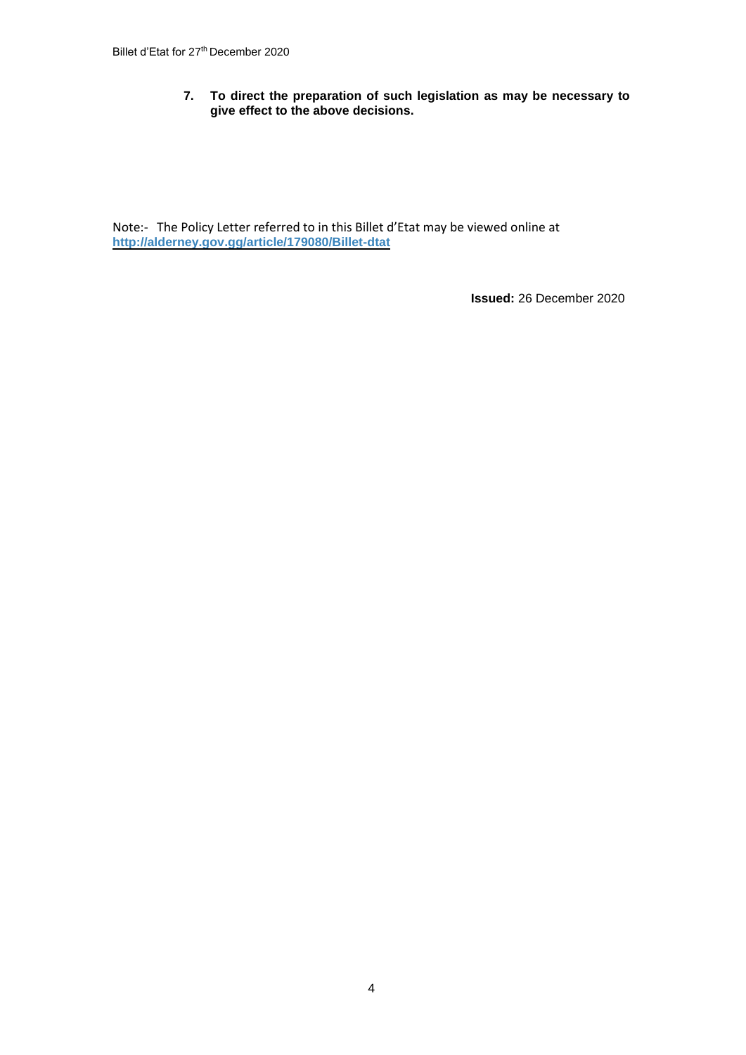7. **To direct the preparation of such legislation as may be necessary to give effect to the above decisions.**

Note:- The Policy Letter referred to in this Billet d'Etat may be viewed online at **http://alderney.gov.gg/article/179080/Billet-dtat**

**Issued:** 26 December 2020